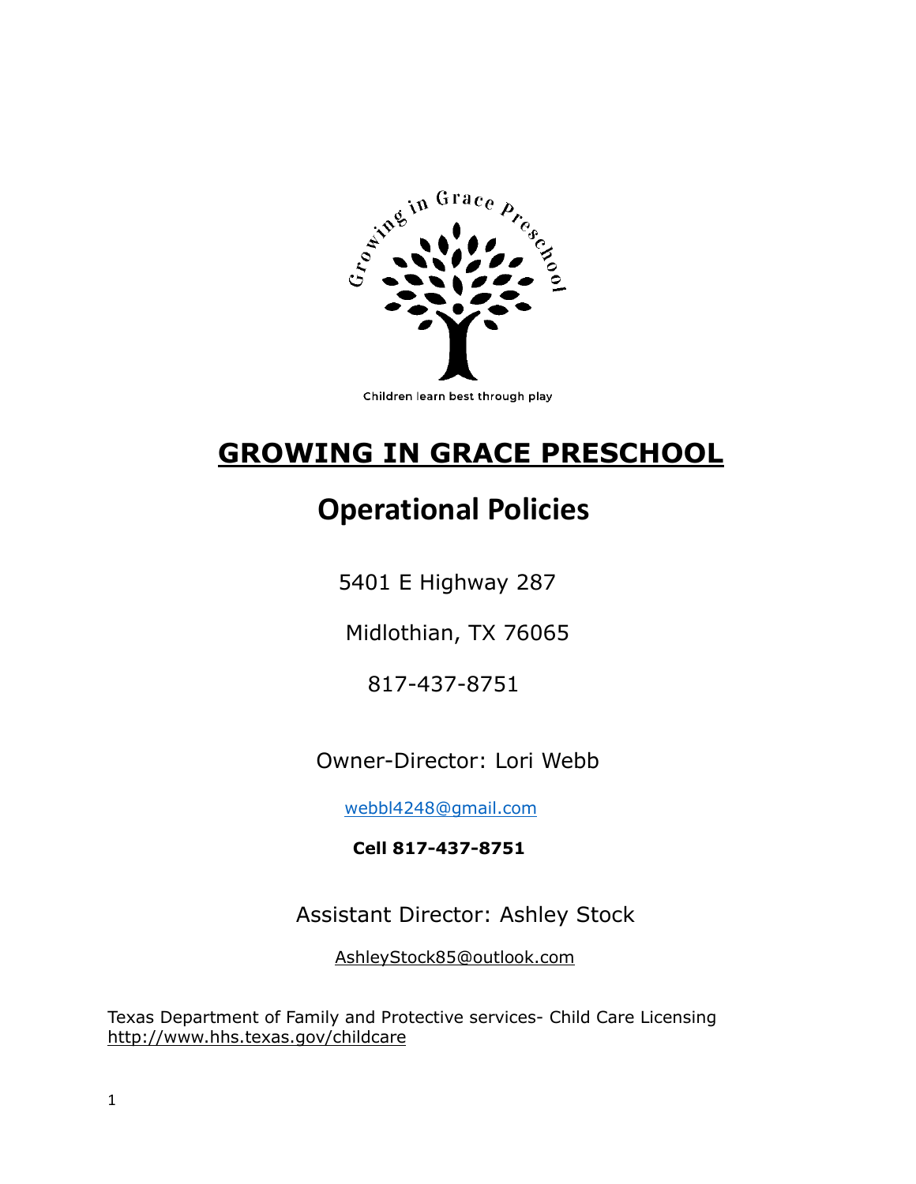Growing in Grace Preschool

Children learn best through play

# GROWING IN GRACE PRESCHOOL

## Operational Policies

5401 E Highway 287

Midlothian, TX 76065

817-437-8751

Owner-Director: Lori Webb

webbl4248@gmail.com

**Cell 817-437-8751**

Assistant Director: Ashley Stock

AshleyStock85@outlook.com

Texas Department of Family and Protective services- Child Care Licensing
http://www.hhs.texas.gov/childcare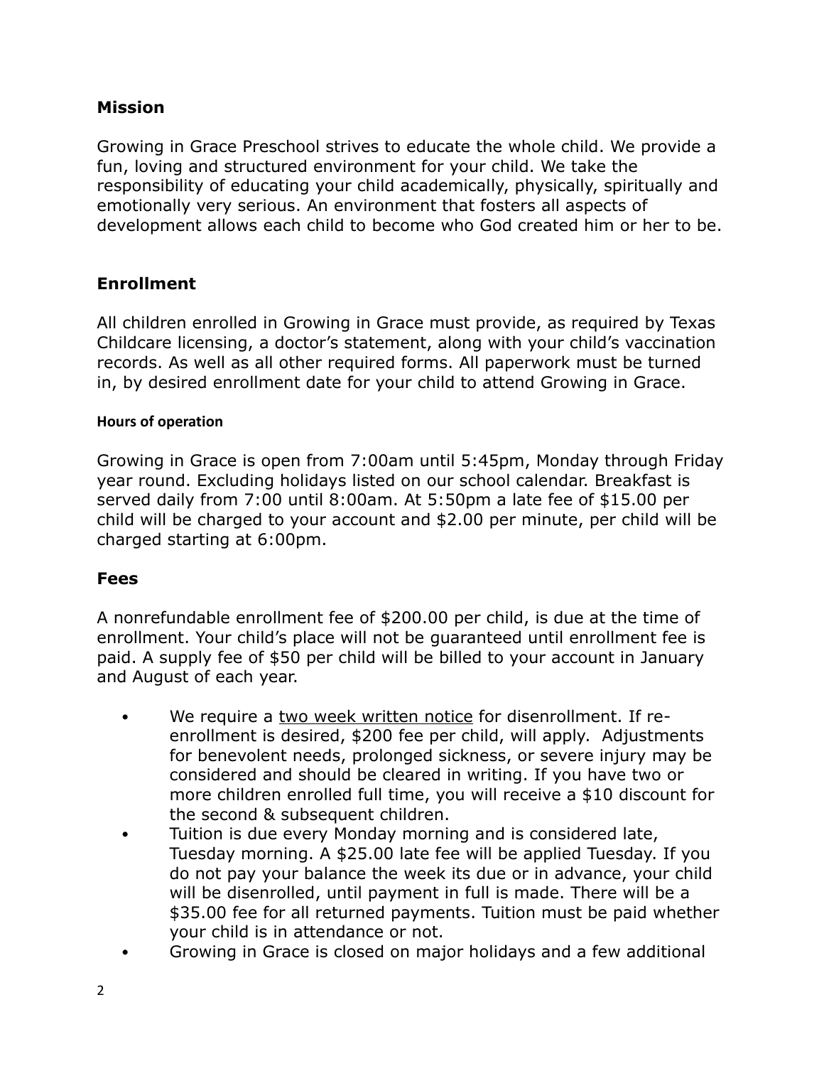## Mission

Growing in Grace Preschool strives to educate the whole child. We provide a fun, loving and structured environment for your child. We take the responsibility of educating your child academically, physically, spiritually and emotionally very serious. An environment that fosters all aspects of development allows each child to become who God created him or her to be.

## Enrollment

All children enrolled in Growing in Grace must provide, as required by Texas Childcare licensing, a doctor's statement, along with your child's vaccination records. As well as all other required forms. All paperwork must be turned in, by desired enrollment date for your child to attend Growing in Grace.

#### Hours of operation

Growing in Grace is open from 7:00am until 5:45pm, Monday through Friday year round. Excluding holidays listed on our school calendar. Breakfast is served daily from 7:00 until 8:00am. At 5:50pm a late fee of $15.00 per child will be charged to your account and $2.00 per minute, per child will be charged starting at 6:00pm.

## Fees

A nonrefundable enrollment fee of $200.00 per child, is due at the time of enrollment. Your child's place will not be guaranteed until enrollment fee is paid. A supply fee of $50 per child will be billed to your account in January and August of each year.

- We require a <u>two week written notice</u> for disenrollment. If re-enrollment is desired, $200 fee per child, will apply. Adjustments for benevolent needs, prolonged sickness, or severe injury may be considered and should be cleared in writing. If you have two or more children enrolled full time, you will receive a $10 discount for the second & subsequent children.
- Tuition is due every Monday morning and is considered late, Tuesday morning. A $25.00 late fee will be applied Tuesday. If you do not pay your balance the week its due or in advance, your child will be disenrolled, until payment in full is made. There will be a $35.00 fee for all returned payments. Tuition must be paid whether your child is in attendance or not.
- Growing in Grace is closed on major holidays and a few additional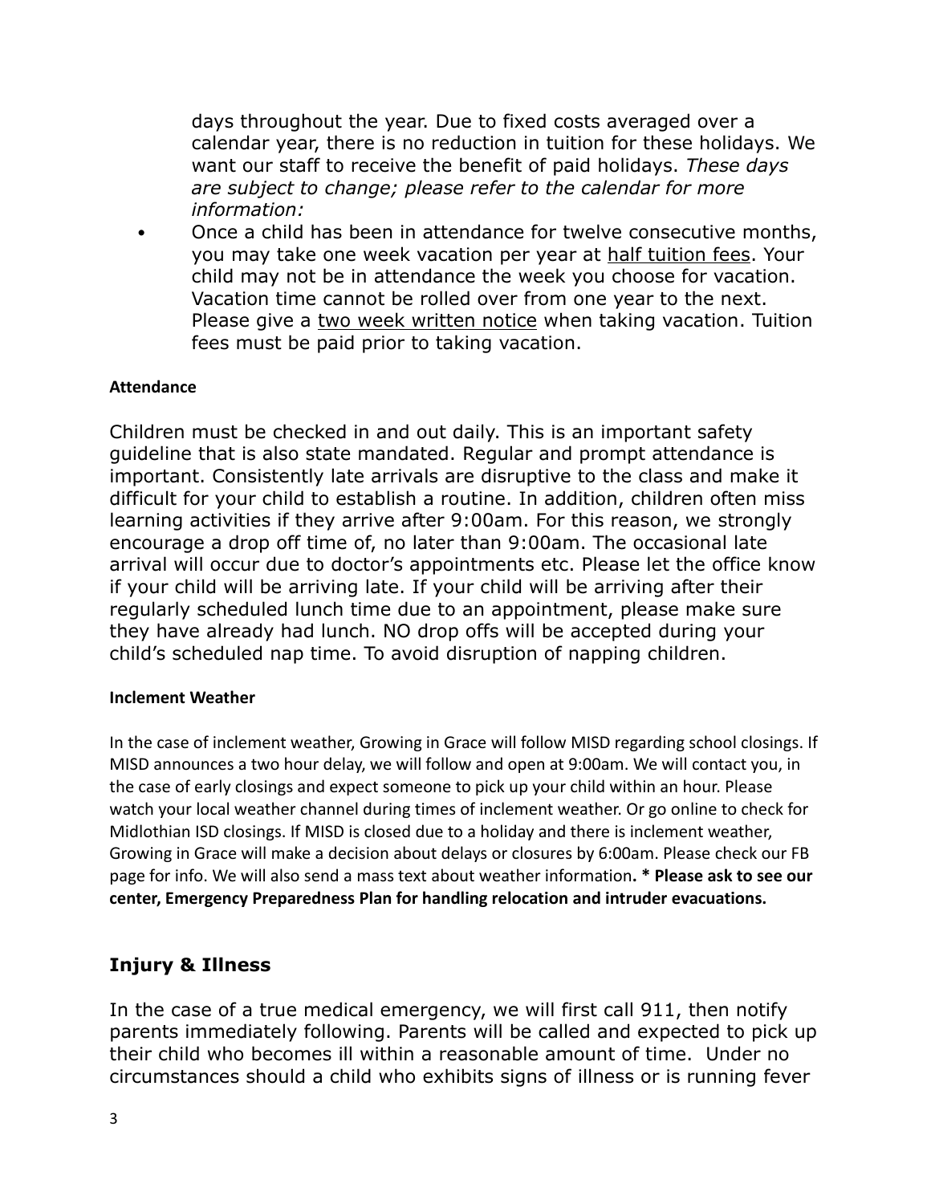days throughout the year. Due to fixed costs averaged over a calendar year, there is no reduction in tuition for these holidays. We want our staff to receive the benefit of paid holidays. *These days are subject to change; please refer to the calendar for more information:*

- Once a child has been in attendance for twelve consecutive months, you may take one week vacation per year at <u>half tuition fees</u>. Your child may not be in attendance the week you choose for vacation. Vacation time cannot be rolled over from one year to the next. Please give a <u>two week written notice</u> when taking vacation. Tuition fees must be paid prior to taking vacation.

**Attendance**

Children must be checked in and out daily. This is an important safety guideline that is also state mandated. Regular and prompt attendance is important. Consistently late arrivals are disruptive to the class and make it difficult for your child to establish a routine. In addition, children often miss learning activities if they arrive after 9:00am. For this reason, we strongly encourage a drop off time of, no later than 9:00am. The occasional late arrival will occur due to doctor's appointments etc. Please let the office know if your child will be arriving late. If your child will be arriving after their regularly scheduled lunch time due to an appointment, please make sure they have already had lunch. NO drop offs will be accepted during your child's scheduled nap time. To avoid disruption of napping children.

**Inclement Weather**

In the case of inclement weather, Growing in Grace will follow MISD regarding school closings. If MISD announces a two hour delay, we will follow and open at 9:00am. We will contact you, in the case of early closings and expect someone to pick up your child within an hour. Please watch your local weather channel during times of inclement weather. Or go online to check for Midlothian ISD closings. If MISD is closed due to a holiday and there is inclement weather, Growing in Grace will make a decision about delays or closures by 6:00am. Please check our FB page for info. We will also send a mass text about weather information**. * Please ask to see our center, Emergency Preparedness Plan for handling relocation and intruder evacuations.**

## Injury & Illness

In the case of a true medical emergency, we will first call 911, then notify parents immediately following. Parents will be called and expected to pick up their child who becomes ill within a reasonable amount of time. Under no circumstances should a child who exhibits signs of illness or is running fever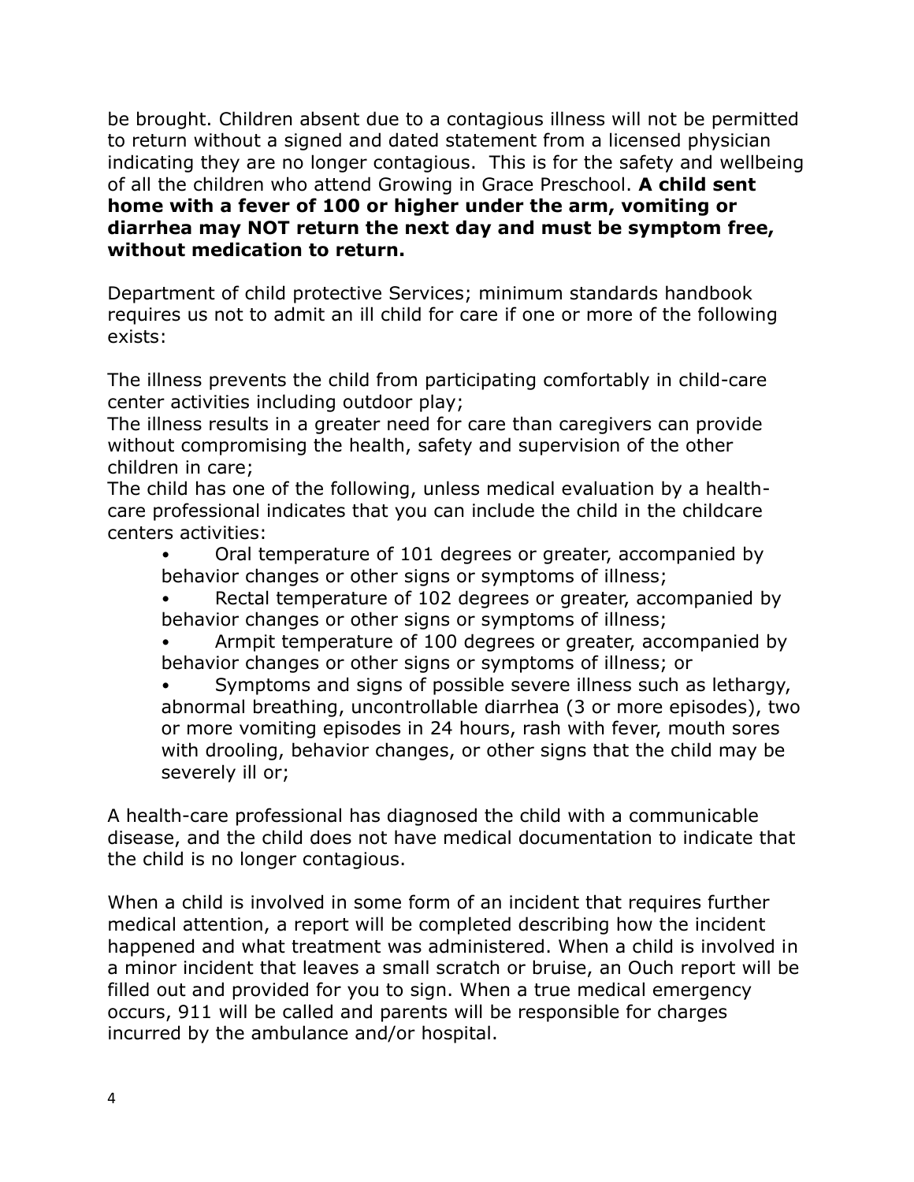be brought. Children absent due to a contagious illness will not be permitted to return without a signed and dated statement from a licensed physician indicating they are no longer contagious. This is for the safety and wellbeing of all the children who attend Growing in Grace Preschool. **A child sent home with a fever of 100 or higher under the arm, vomiting or diarrhea may NOT return the next day and must be symptom free, without medication to return.**

Department of child protective Services; minimum standards handbook requires us not to admit an ill child for care if one or more of the following exists:

The illness prevents the child from participating comfortably in child-care center activities including outdoor play;
The illness results in a greater need for care than caregivers can provide without compromising the health, safety and supervision of the other children in care;
The child has one of the following, unless medical evaluation by a health-care professional indicates that you can include the child in the childcare centers activities:

- Oral temperature of 101 degrees or greater, accompanied by behavior changes or other signs or symptoms of illness;
- Rectal temperature of 102 degrees or greater, accompanied by behavior changes or other signs or symptoms of illness;
- Armpit temperature of 100 degrees or greater, accompanied by behavior changes or other signs or symptoms of illness; or
- Symptoms and signs of possible severe illness such as lethargy, abnormal breathing, uncontrollable diarrhea (3 or more episodes), two or more vomiting episodes in 24 hours, rash with fever, mouth sores with drooling, behavior changes, or other signs that the child may be severely ill or;

A health-care professional has diagnosed the child with a communicable disease, and the child does not have medical documentation to indicate that the child is no longer contagious.

When a child is involved in some form of an incident that requires further medical attention, a report will be completed describing how the incident happened and what treatment was administered. When a child is involved in a minor incident that leaves a small scratch or bruise, an Ouch report will be filled out and provided for you to sign. When a true medical emergency occurs, 911 will be called and parents will be responsible for charges incurred by the ambulance and/or hospital.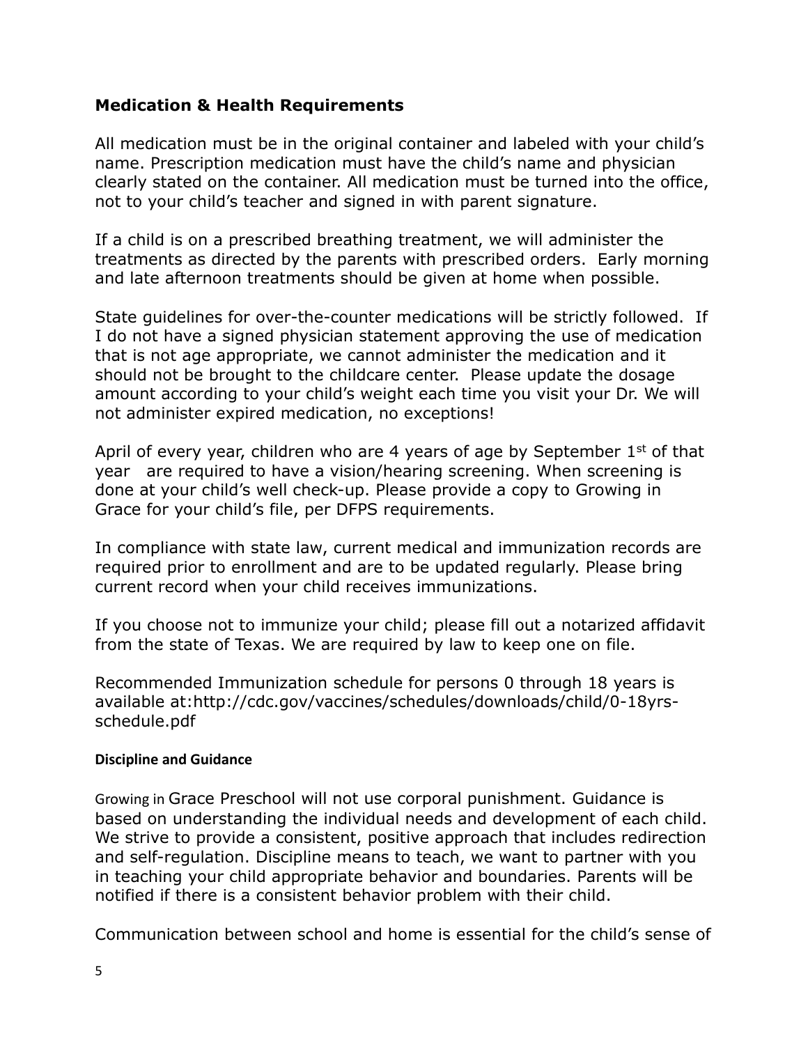## **Medication & Health Requirements**

All medication must be in the original container and labeled with your child's name. Prescription medication must have the child's name and physician clearly stated on the container. All medication must be turned into the office, not to your child's teacher and signed in with parent signature.

If a child is on a prescribed breathing treatment, we will administer the treatments as directed by the parents with prescribed orders. Early morning and late afternoon treatments should be given at home when possible.

State guidelines for over-the-counter medications will be strictly followed. If I do not have a signed physician statement approving the use of medication that is not age appropriate, we cannot administer the medication and it should not be brought to the childcare center. Please update the dosage amount according to your child's weight each time you visit your Dr. We will not administer expired medication, no exceptions!

April of every year, children who are 4 years of age by September 1st of that year are required to have a vision/hearing screening. When screening is done at your child's well check-up. Please provide a copy to Growing in Grace for your child's file, per DFPS requirements.

In compliance with state law, current medical and immunization records are required prior to enrollment and are to be updated regularly. Please bring current record when your child receives immunizations.

If you choose not to immunize your child; please fill out a notarized affidavit from the state of Texas. We are required by law to keep one on file.

Recommended Immunization schedule for persons 0 through 18 years is available at:http://cdc.gov/vaccines/schedules/downloads/child/0-18yrs-schedule.pdf

#### **Discipline and Guidance**

Growing in Grace Preschool will not use corporal punishment. Guidance is based on understanding the individual needs and development of each child. We strive to provide a consistent, positive approach that includes redirection and self-regulation. Discipline means to teach, we want to partner with you in teaching your child appropriate behavior and boundaries. Parents will be notified if there is a consistent behavior problem with their child.

Communication between school and home is essential for the child's sense of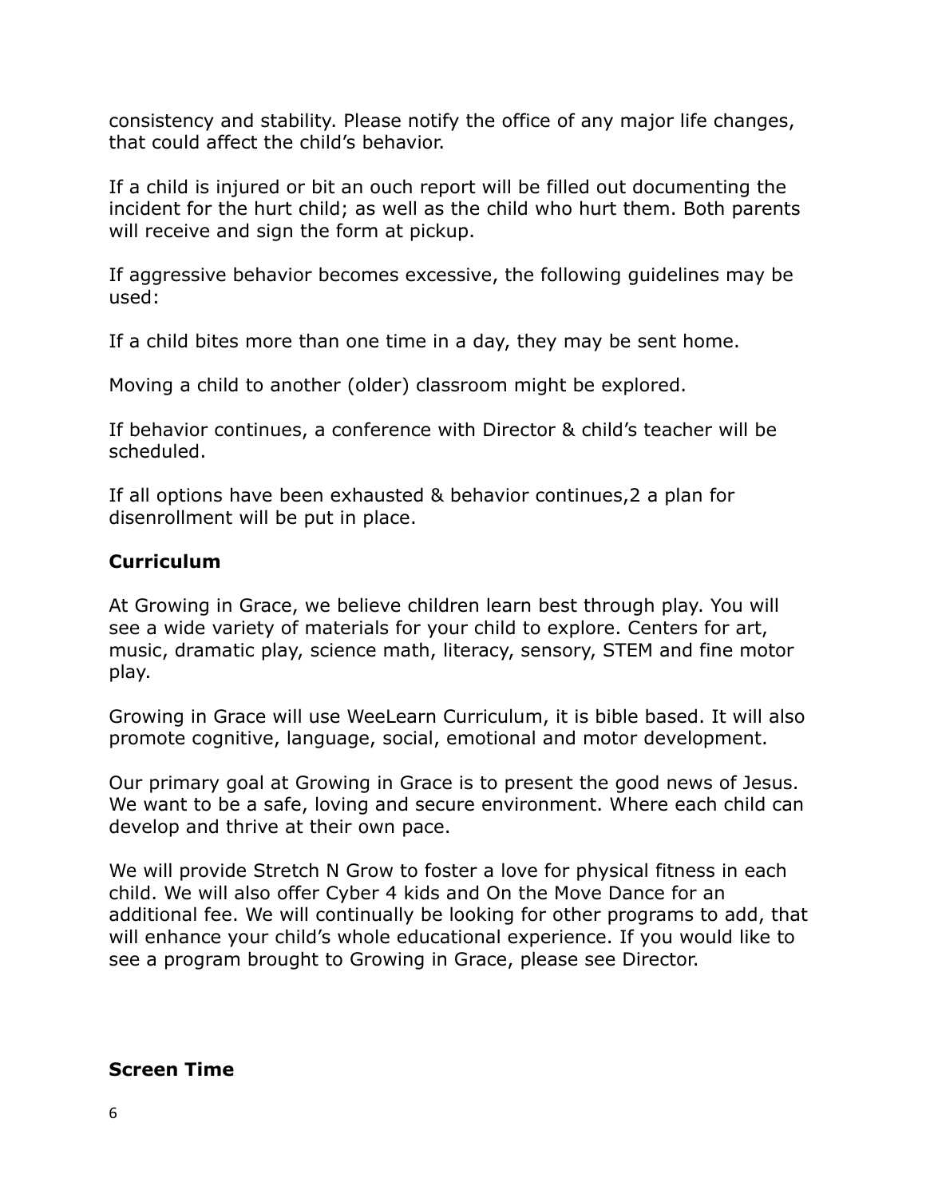consistency and stability. Please notify the office of any major life changes, that could affect the child's behavior.

If a child is injured or bit an ouch report will be filled out documenting the incident for the hurt child; as well as the child who hurt them. Both parents will receive and sign the form at pickup.

If aggressive behavior becomes excessive, the following guidelines may be used:

If a child bites more than one time in a day, they may be sent home.

Moving a child to another (older) classroom might be explored.

If behavior continues, a conference with Director & child's teacher will be scheduled.

If all options have been exhausted & behavior continues,2 a plan for disenrollment will be put in place.

## Curriculum

At Growing in Grace, we believe children learn best through play. You will see a wide variety of materials for your child to explore. Centers for art, music, dramatic play, science math, literacy, sensory, STEM and fine motor play.

Growing in Grace will use WeeLearn Curriculum, it is bible based. It will also promote cognitive, language, social, emotional and motor development.

Our primary goal at Growing in Grace is to present the good news of Jesus. We want to be a safe, loving and secure environment. Where each child can develop and thrive at their own pace.

We will provide Stretch N Grow to foster a love for physical fitness in each child. We will also offer Cyber 4 kids and On the Move Dance for an additional fee. We will continually be looking for other programs to add, that will enhance your child's whole educational experience. If you would like to see a program brought to Growing in Grace, please see Director.

## Screen Time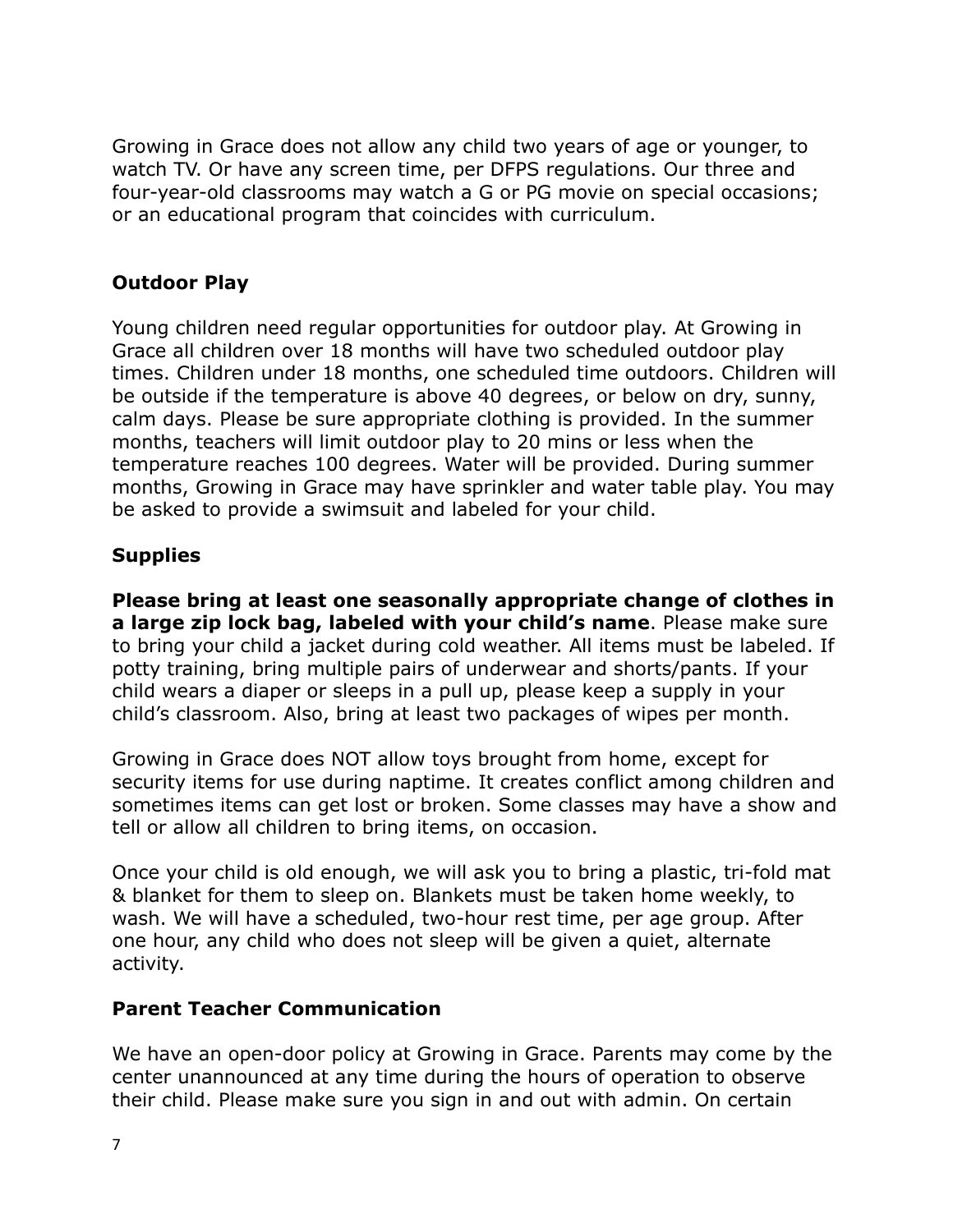Growing in Grace does not allow any child two years of age or younger, to watch TV. Or have any screen time, per DFPS regulations. Our three and four-year-old classrooms may watch a G or PG movie on special occasions; or an educational program that coincides with curriculum.

## Outdoor Play

Young children need regular opportunities for outdoor play. At Growing in Grace all children over 18 months will have two scheduled outdoor play times. Children under 18 months, one scheduled time outdoors. Children will be outside if the temperature is above 40 degrees, or below on dry, sunny, calm days. Please be sure appropriate clothing is provided. In the summer months, teachers will limit outdoor play to 20 mins or less when the temperature reaches 100 degrees. Water will be provided. During summer months, Growing in Grace may have sprinkler and water table play. You may be asked to provide a swimsuit and labeled for your child.

## Supplies

**Please bring at least one seasonally appropriate change of clothes in a large zip lock bag, labeled with your child's name**. Please make sure to bring your child a jacket during cold weather. All items must be labeled. If potty training, bring multiple pairs of underwear and shorts/pants. If your child wears a diaper or sleeps in a pull up, please keep a supply in your child's classroom. Also, bring at least two packages of wipes per month.

Growing in Grace does NOT allow toys brought from home, except for security items for use during naptime. It creates conflict among children and sometimes items can get lost or broken. Some classes may have a show and tell or allow all children to bring items, on occasion.

Once your child is old enough, we will ask you to bring a plastic, tri-fold mat & blanket for them to sleep on. Blankets must be taken home weekly, to wash. We will have a scheduled, two-hour rest time, per age group. After one hour, any child who does not sleep will be given a quiet, alternate activity.

## Parent Teacher Communication

We have an open-door policy at Growing in Grace. Parents may come by the center unannounced at any time during the hours of operation to observe their child. Please make sure you sign in and out with admin. On certain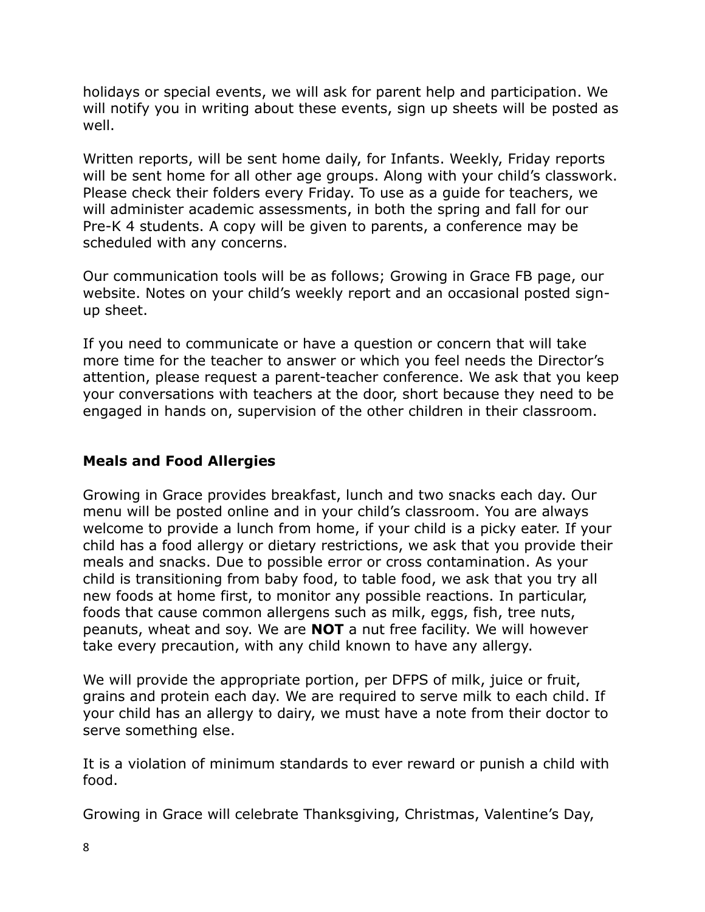holidays or special events, we will ask for parent help and participation. We will notify you in writing about these events, sign up sheets will be posted as well.

Written reports, will be sent home daily, for Infants. Weekly, Friday reports will be sent home for all other age groups. Along with your child's classwork. Please check their folders every Friday. To use as a guide for teachers, we will administer academic assessments, in both the spring and fall for our Pre-K 4 students. A copy will be given to parents, a conference may be scheduled with any concerns.

Our communication tools will be as follows; Growing in Grace FB page, our website. Notes on your child's weekly report and an occasional posted sign-up sheet.

If you need to communicate or have a question or concern that will take more time for the teacher to answer or which you feel needs the Director's attention, please request a parent-teacher conference. We ask that you keep your conversations with teachers at the door, short because they need to be engaged in hands on, supervision of the other children in their classroom.

### Meals and Food Allergies

Growing in Grace provides breakfast, lunch and two snacks each day. Our menu will be posted online and in your child's classroom. You are always welcome to provide a lunch from home, if your child is a picky eater. If your child has a food allergy or dietary restrictions, we ask that you provide their meals and snacks. Due to possible error or cross contamination. As your child is transitioning from baby food, to table food, we ask that you try all new foods at home first, to monitor any possible reactions. In particular, foods that cause common allergens such as milk, eggs, fish, tree nuts, peanuts, wheat and soy. We are **NOT** a nut free facility. We will however take every precaution, with any child known to have any allergy.

We will provide the appropriate portion, per DFPS of milk, juice or fruit, grains and protein each day. We are required to serve milk to each child. If your child has an allergy to dairy, we must have a note from their doctor to serve something else.

It is a violation of minimum standards to ever reward or punish a child with food.

Growing in Grace will celebrate Thanksgiving, Christmas, Valentine's Day,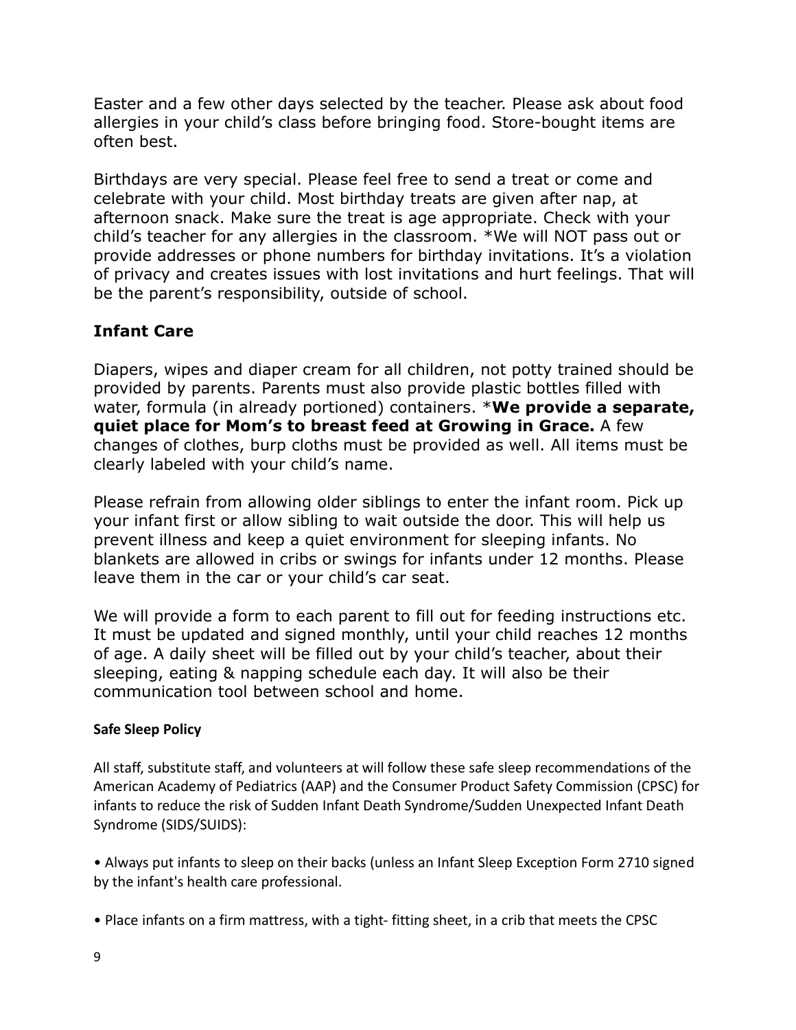Easter and a few other days selected by the teacher. Please ask about food allergies in your child's class before bringing food. Store-bought items are often best.

Birthdays are very special. Please feel free to send a treat or come and celebrate with your child. Most birthday treats are given after nap, at afternoon snack. Make sure the treat is age appropriate. Check with your child's teacher for any allergies in the classroom. *We will NOT pass out or provide addresses or phone numbers for birthday invitations. It's a violation of privacy and creates issues with lost invitations and hurt feelings. That will be the parent's responsibility, outside of school.

## Infant Care

Diapers, wipes and diaper cream for all children, not potty trained should be provided by parents. Parents must also provide plastic bottles filled with water, formula (in already portioned) containers. ***We provide a separate, quiet place for Mom's to breast feed at Growing in Grace.** A few changes of clothes, burp cloths must be provided as well. All items must be clearly labeled with your child's name.

Please refrain from allowing older siblings to enter the infant room. Pick up your infant first or allow sibling to wait outside the door. This will help us prevent illness and keep a quiet environment for sleeping infants. No blankets are allowed in cribs or swings for infants under 12 months. Please leave them in the car or your child's car seat.

We will provide a form to each parent to fill out for feeding instructions etc. It must be updated and signed monthly, until your child reaches 12 months of age. A daily sheet will be filled out by your child's teacher, about their sleeping, eating & napping schedule each day. It will also be their communication tool between school and home.

### Safe Sleep Policy

All staff, substitute staff, and volunteers at will follow these safe sleep recommendations of the American Academy of Pediatrics (AAP) and the Consumer Product Safety Commission (CPSC) for infants to reduce the risk of Sudden Infant Death Syndrome/Sudden Unexpected Infant Death Syndrome (SIDS/SUIDS):

- Always put infants to sleep on their backs (unless an Infant Sleep Exception Form 2710 signed by the infant's health care professional.

- Place infants on a firm mattress, with a tight- fitting sheet, in a crib that meets the CPSC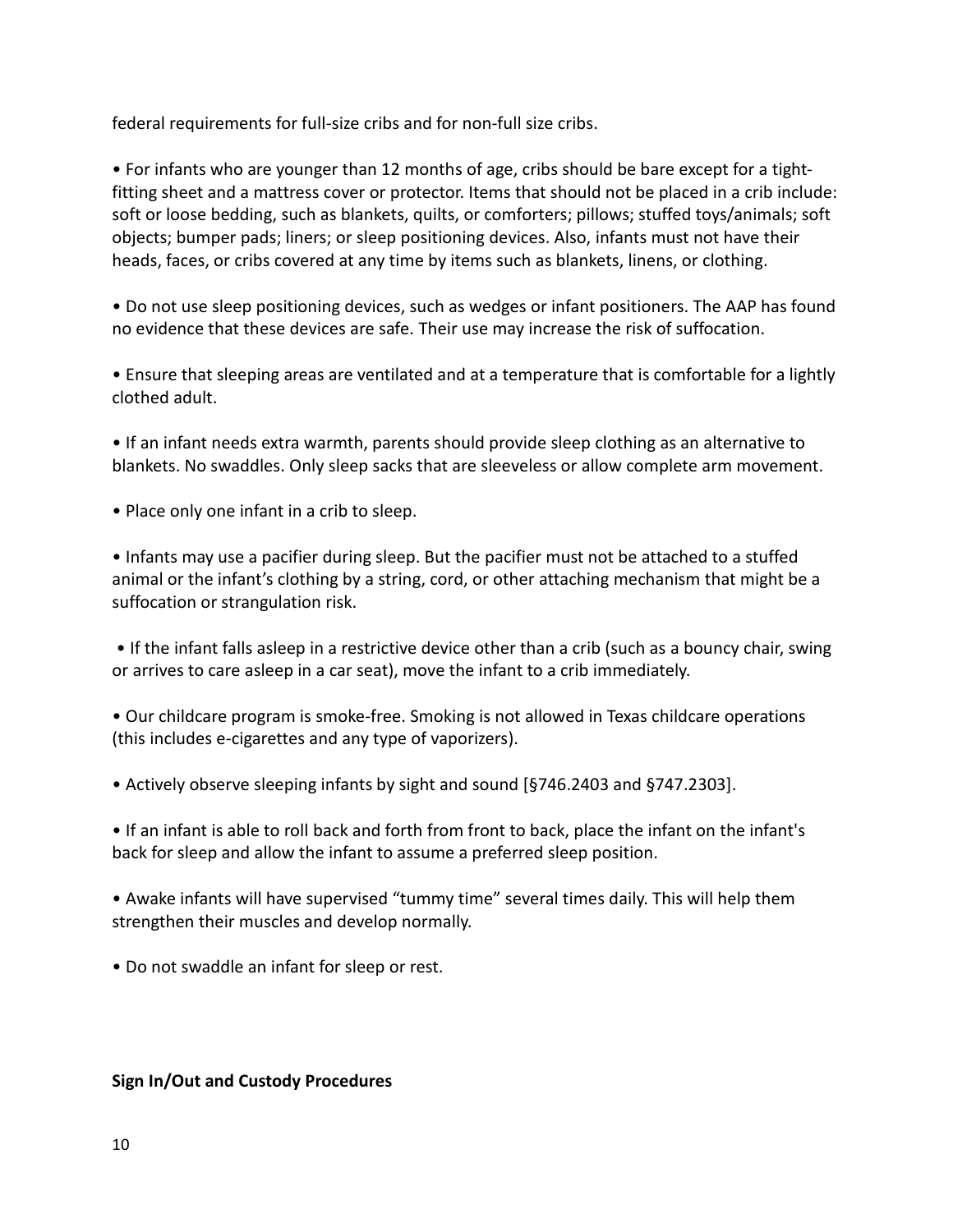federal requirements for full-size cribs and for non-full size cribs.

- For infants who are younger than 12 months of age, cribs should be bare except for a tight-fitting sheet and a mattress cover or protector. Items that should not be placed in a crib include: soft or loose bedding, such as blankets, quilts, or comforters; pillows; stuffed toys/animals; soft objects; bumper pads; liners; or sleep positioning devices. Also, infants must not have their heads, faces, or cribs covered at any time by items such as blankets, linens, or clothing.

- Do not use sleep positioning devices, such as wedges or infant positioners. The AAP has found no evidence that these devices are safe. Their use may increase the risk of suffocation.

- Ensure that sleeping areas are ventilated and at a temperature that is comfortable for a lightly clothed adult.

- If an infant needs extra warmth, parents should provide sleep clothing as an alternative to blankets. No swaddles. Only sleep sacks that are sleeveless or allow complete arm movement.

- Place only one infant in a crib to sleep.

- Infants may use a pacifier during sleep. But the pacifier must not be attached to a stuffed animal or the infant's clothing by a string, cord, or other attaching mechanism that might be a suffocation or strangulation risk.

- If the infant falls asleep in a restrictive device other than a crib (such as a bouncy chair, swing or arrives to care asleep in a car seat), move the infant to a crib immediately.

- Our childcare program is smoke-free. Smoking is not allowed in Texas childcare operations (this includes e-cigarettes and any type of vaporizers).

- Actively observe sleeping infants by sight and sound [§746.2403 and §747.2303].

- If an infant is able to roll back and forth from front to back, place the infant on the infant's back for sleep and allow the infant to assume a preferred sleep position.

- Awake infants will have supervised "tummy time" several times daily. This will help them strengthen their muscles and develop normally.

- Do not swaddle an infant for sleep or rest.

**Sign In/Out and Custody Procedures**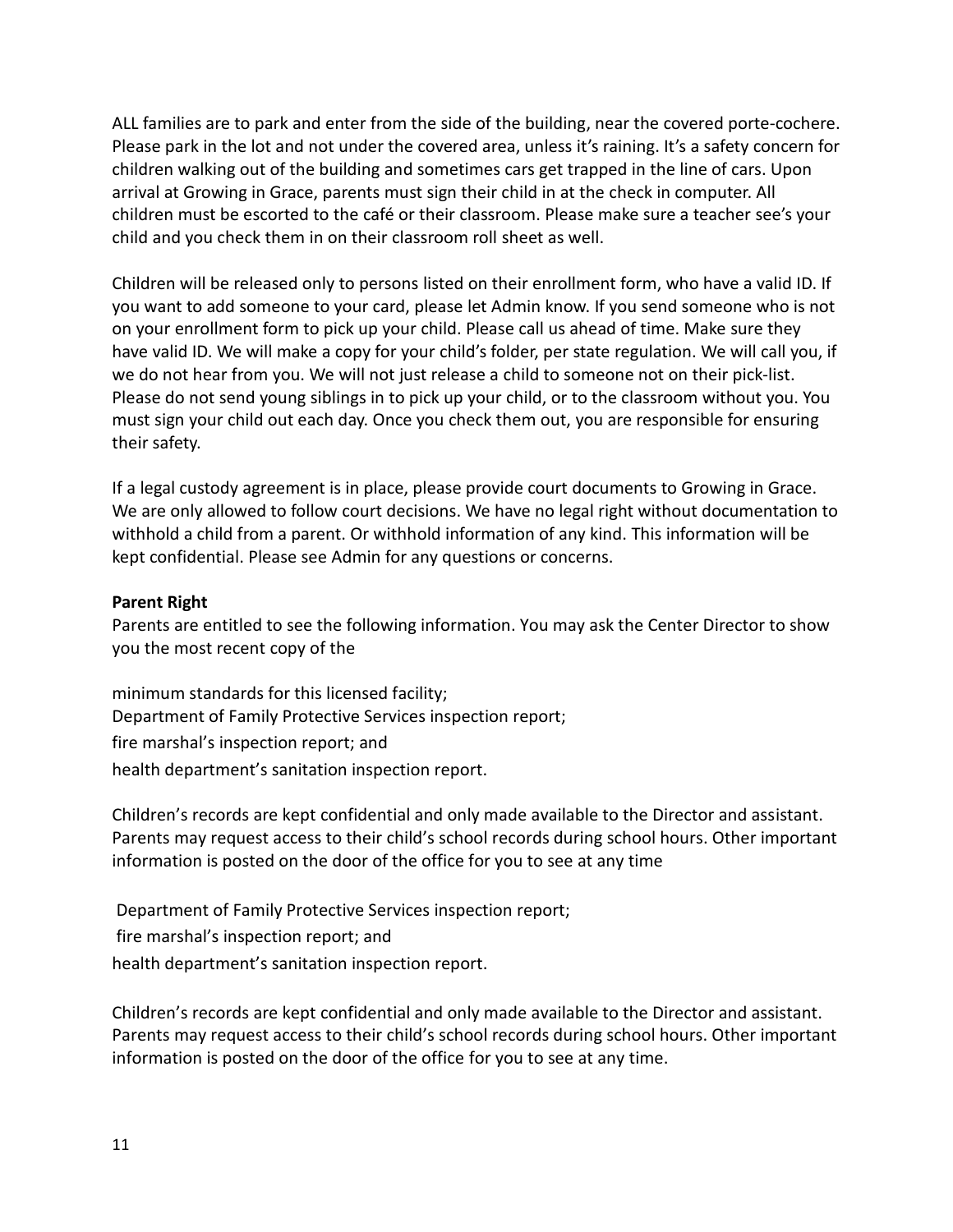ALL families are to park and enter from the side of the building, near the covered porte-cochere. Please park in the lot and not under the covered area, unless it's raining. It's a safety concern for children walking out of the building and sometimes cars get trapped in the line of cars. Upon arrival at Growing in Grace, parents must sign their child in at the check in computer. All children must be escorted to the café or their classroom. Please make sure a teacher see's your child and you check them in on their classroom roll sheet as well.

Children will be released only to persons listed on their enrollment form, who have a valid ID. If you want to add someone to your card, please let Admin know. If you send someone who is not on your enrollment form to pick up your child. Please call us ahead of time. Make sure they have valid ID. We will make a copy for your child's folder, per state regulation. We will call you, if we do not hear from you. We will not just release a child to someone not on their pick-list. Please do not send young siblings in to pick up your child, or to the classroom without you. You must sign your child out each day. Once you check them out, you are responsible for ensuring their safety.

If a legal custody agreement is in place, please provide court documents to Growing in Grace. We are only allowed to follow court decisions. We have no legal right without documentation to withhold a child from a parent. Or withhold information of any kind. This information will be kept confidential. Please see Admin for any questions or concerns.

**Parent Right**

Parents are entitled to see the following information. You may ask the Center Director to show you the most recent copy of the

minimum standards for this licensed facility;
Department of Family Protective Services inspection report;
fire marshal's inspection report; and
health department's sanitation inspection report.

Children's records are kept confidential and only made available to the Director and assistant. Parents may request access to their child's school records during school hours. Other important information is posted on the door of the office for you to see at any time

Department of Family Protective Services inspection report;
fire marshal's inspection report; and
health department's sanitation inspection report.

Children's records are kept confidential and only made available to the Director and assistant. Parents may request access to their child's school records during school hours. Other important information is posted on the door of the office for you to see at any time.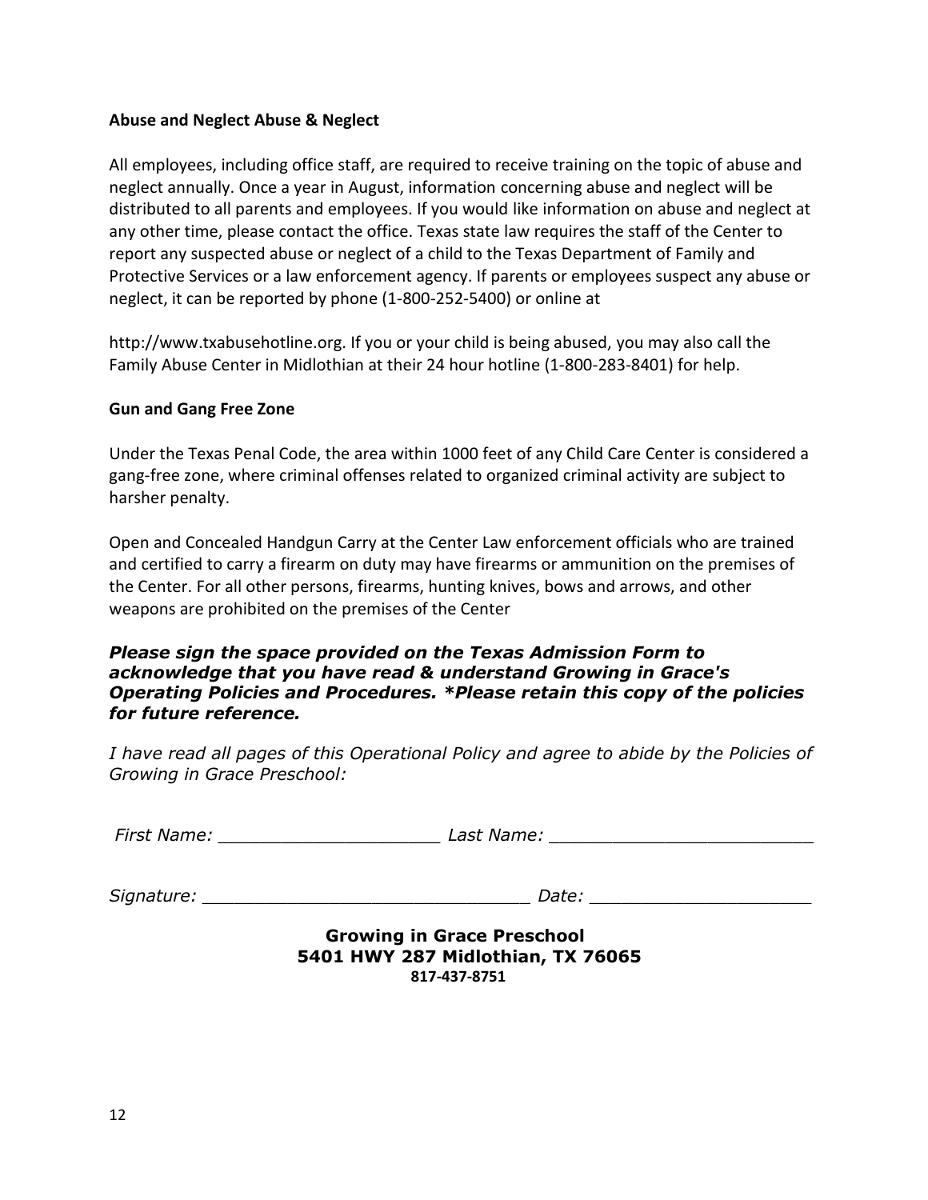**Abuse and Neglect Abuse & Neglect**

All employees, including office staff, are required to receive training on the topic of abuse and neglect annually. Once a year in August, information concerning abuse and neglect will be distributed to all parents and employees. If you would like information on abuse and neglect at any other time, please contact the office. Texas state law requires the staff of the Center to report any suspected abuse or neglect of a child to the Texas Department of Family and Protective Services or a law enforcement agency. If parents or employees suspect any abuse or neglect, it can be reported by phone (1-800-252-5400) or online at

http://www.txabusehotline.org. If you or your child is being abused, you may also call the Family Abuse Center in Midlothian at their 24 hour hotline (1-800-283-8401) for help.

**Gun and Gang Free Zone**

Under the Texas Penal Code, the area within 1000 feet of any Child Care Center is considered a gang-free zone, where criminal offenses related to organized criminal activity are subject to harsher penalty.

Open and Concealed Handgun Carry at the Center Law enforcement officials who are trained and certified to carry a firearm on duty may have firearms or ammunition on the premises of the Center. For all other persons, firearms, hunting knives, bows and arrows, and other weapons are prohibited on the premises of the Center

***Please sign the space provided on the Texas Admission Form to acknowledge that you have read & understand Growing in Grace's Operating Policies and Procedures. *Please retain this copy of the policies for future reference.***

*I have read all pages of this Operational Policy and agree to abide by the Policies of Growing in Grace Preschool:*

*First Name:* _____________________ *Last Name:* _________________________

*Signature:* _______________________________ *Date:* _____________________

**Growing in Grace Preschool**
**5401 HWY 287 Midlothian, TX 76065**
**817-437-8751**